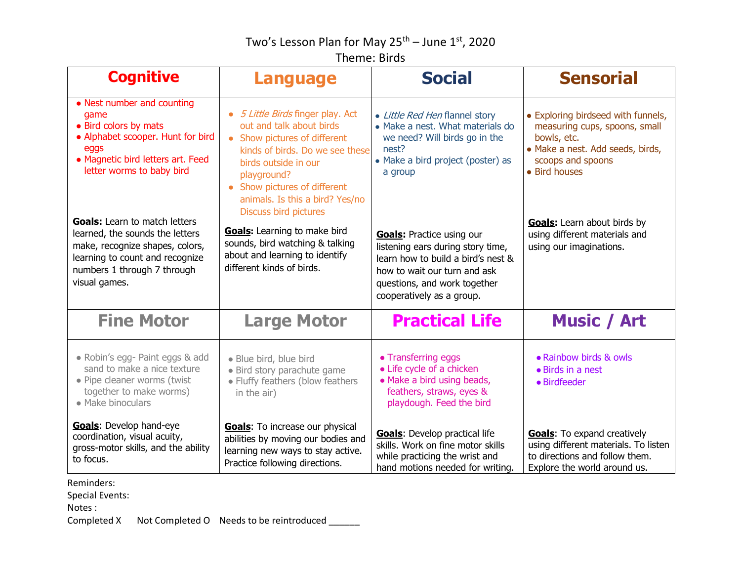# Two's Lesson Plan for May 25th – June 1st, 2020

## Theme: Birds

| Cognitive | Language | Social | Sensorial |
|---|---|---|---|
| • Nest number and counting game<br>• Bird colors by mats<br>• Alphabet scooper. Hunt for bird eggs<br>• Magnetic bird letters art. Feed letter worms to baby bird<br><br>**Goals:** Learn to match letters learned, the sounds the letters make, recognize shapes, colors, learning to count and recognize numbers 1 through 7 through visual games. | • *5 Little Birds* finger play. Act out and talk about birds<br>• Show pictures of different kinds of birds. Do we see these birds outside in our playground?<br>• Show pictures of different animals. Is this a bird? Yes/no Discuss bird pictures<br><br>**Goals**: Learning to make bird sounds, bird watching & talking about and learning to identify different kinds of birds. | • *Little Red Hen* flannel story<br>• Make a nest. What materials do we need? Will birds go in the nest?<br>• Make a bird project (poster) as a group<br><br>**Goals:** Practice using our listening ears during story time, learn how to build a bird's nest & how to wait our turn and ask questions, and work together cooperatively as a group. | • Exploring birdseed with funnels, measuring cups, spoons, small bowls, etc.<br>• Make a nest. Add seeds, birds, scoops and spoons<br>• Bird houses<br><br>**Goals:** Learn about birds by using different materials and using our imaginations. |
| **Fine Motor** | **Large Motor** | **Practical Life** | **Music / Art** |
| • Robin's egg- Paint eggs & add sand to make a nice texture<br>• Pipe cleaner worms (twist together to make worms)<br>• Make binoculars<br><br>**Goals**: Develop hand-eye coordination, visual acuity, gross-motor skills, and the ability to focus. | • Blue bird, blue bird<br>• Bird story parachute game<br>• Fluffy feathers (blow feathers in the air)<br><br>**Goals**: To increase our physical abilities by moving our bodies and learning new ways to stay active. Practice following directions. | • Transferring eggs<br>• Life cycle of a chicken<br>• Make a bird using beads, feathers, straws, eyes & playdough. Feed the bird<br><br>**Goals**: Develop practical life skills. Work on fine motor skills while practicing the wrist and hand motions needed for writing. | • Rainbow birds & owls<br>• Birds in a nest<br>• Birdfeeder<br><br>**Goals**: To expand creatively using different materials. To listen to directions and follow them. Explore the world around us. |

Reminders:

Special Events:

Notes :

Completed X     Not Completed O     Needs to be reintroduced ______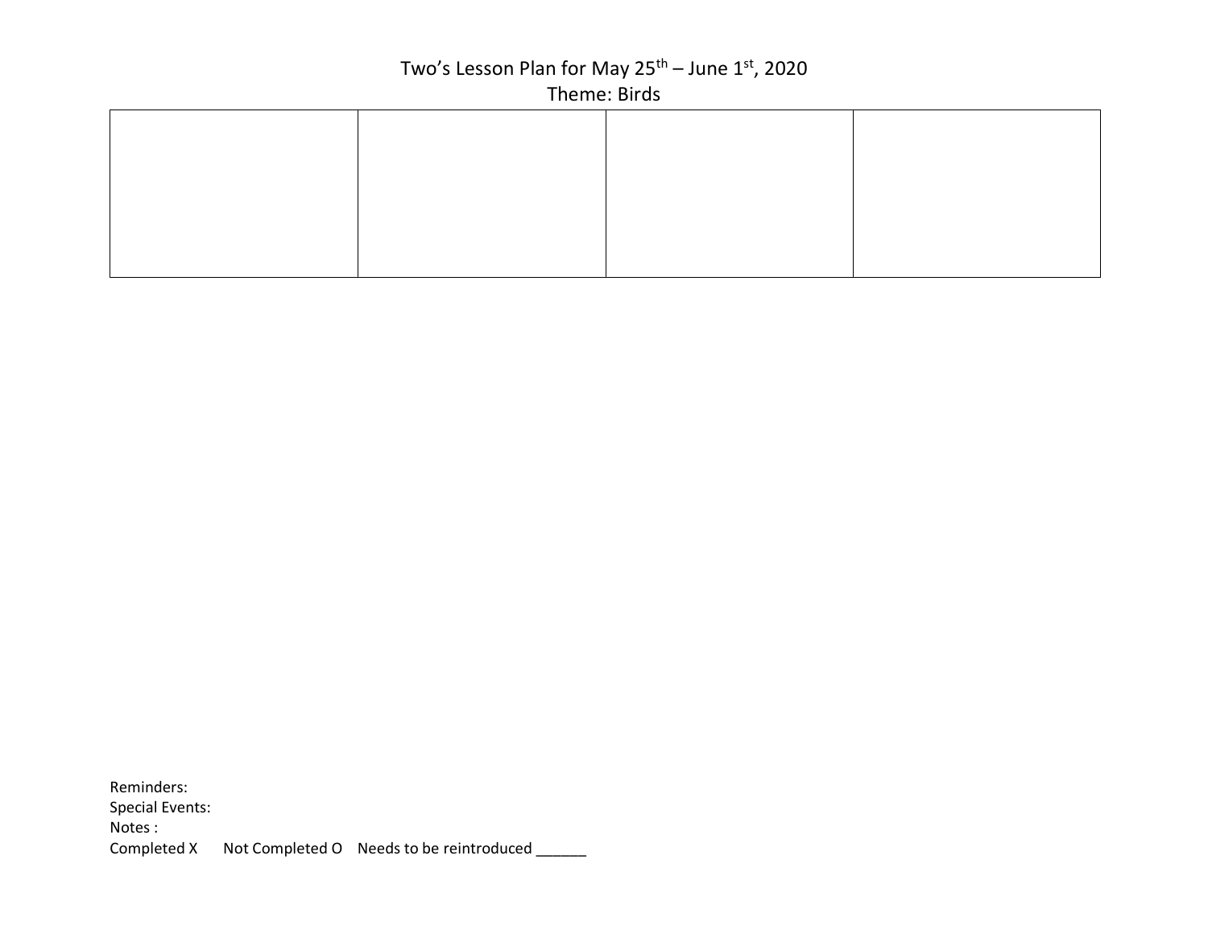# Two's Lesson Plan for May 25th – June 1st, 2020

## Theme: Birds

| | | | |
|---|---|---|---|
| | | | |

Reminders:
Special Events:
Notes :
Completed X      Not Completed O    Needs to be reintroduced ______